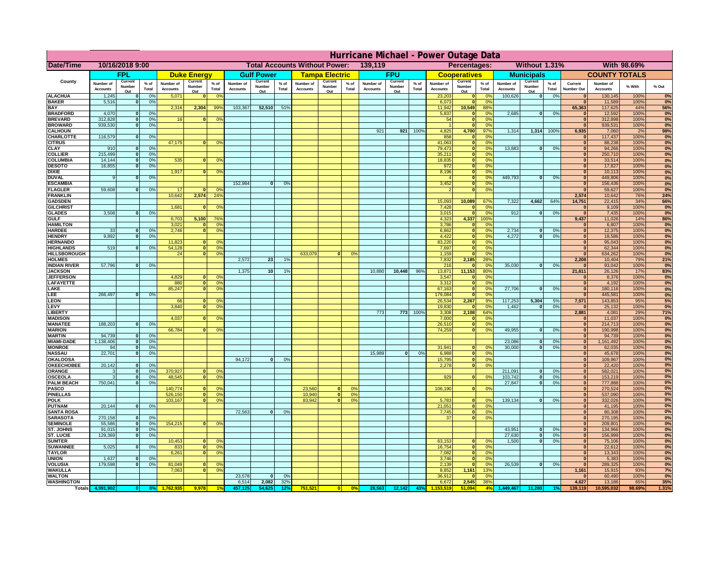# Hurricane Michael - Power Outage Data

| Date/Time | 10/16/2018 9:00 | Total Accounts Without Power: | 139,119 | Percentages: | Without 1.31% | With 98.69% |
|---|---|---|---|---|---|---|

| County | FPL | | | Duke Energy | | | Gulf Power | | | Tampa Electric | | | FPU | | | Cooperatives | | | Municipals | | | COUNTY TOTALS | | | |
|---|---|---|---|---|---|---|---|---|---|---|---|---|---|---|---|---|---|---|---|---|---|---|---|---|---|
| | Number of Accounts | Current Number Out | % of Total | Number of Accounts | Current Number Out | % of Total | Number of Accounts | Current Number Out | % of Total | Number of Accounts | Current Number Out | % of Total | Number of Accounts | Current Number Out | % of Total | Number of Accounts | Current Number Out | % of Total | Number of Accounts | Current Number Out | % of Total | Current Number Out | Number of Accounts | % With | % Out |
| ALACHUA | 1,245 | 0 | 0% | 5,071 | 0 | 0% | | | | | | | | | | 23,203 | 0 | 0% | 100,626 | 0 | 0% | 0 | 130,145 | 100% | 0% |
| BAKER | 5,516 | 0 | 0% | | | | | | | | | | | | | 6,073 | 0 | 0% | | | | 0 | 11,589 | 100% | 0% |
| BAY | | | | 2,316 | 2,304 | 99% | 103,367 | 52,510 | 51% | | | | | | | 11,942 | 10,549 | 88% | | | | 65,363 | 117,625 | 44% | 56% |
| BRADFORD | 4,070 | 0 | 0% | | | | | | | | | | | | | 5,837 | 0 | 0% | 2,685 | 0 | 0% | 0 | 12,592 | 100% | 0% |
| BREVARD | 312,828 | 0 | 0% | 16 | 0 | 0% | | | | | | | | | | 54 | 0 | 0% | | | | 0 | 312,898 | 100% | 0% |
| BROWARD | 939,530 | 0 | 0% | | | | | | | | | | | | | 1 | 0 | 0% | | | | 0 | 939,531 | 100% | 0% |
| CALHOUN | | | | | | | | | | | | | 921 | 921 | 100% | 4,825 | 4,700 | 97% | 1,314 | 1,314 | 100% | 6,935 | 7,060 | 2% | 98% |
| CHARLOTTE | 116,579 | 0 | 0% | | | | | | | | | | | | | 858 | 0 | 0% | | | | 0 | 117,437 | 100% | 0% |
| CITRUS | | | | 47,175 | 0 | 0% | | | | | | | | | | 41,063 | 0 | 0% | | | | 0 | 88,238 | 100% | 0% |
| CLAY | 910 | 0 | 0% | | | | | | | | | | | | | 79,473 | 0 | 0% | 13,883 | 0 | 0% | 0 | 94,266 | 100% | 0% |
| COLLIER | 215,499 | 0 | 0% | | | | | | | | | | | | | 35,211 | 0 | 0% | | | | 0 | 250,710 | 100% | 0% |
| COLUMBIA | 14,144 | 0 | 0% | 535 | 0 | 0% | | | | | | | | | | 18,835 | 0 | 0% | | | | 0 | 33,514 | 100% | 0% |
| DESOTO | 16,855 | 0 | 0% | | | | | | | | | | | | | 972 | 0 | 0% | | | | 0 | 17,827 | 100% | 0% |
| DIXIE | | | | 1,917 | 0 | 0% | | | | | | | | | | 8,196 | 0 | 0% | | | | 0 | 10,113 | 100% | 0% |
| DUVAL | 9 | 0 | 0% | | | | | | | | | | | | | 4 | 0 | 0% | 449,793 | 0 | 0% | 0 | 449,806 | 100% | 0% |
| ESCAMBIA | | | | | | | 152,984 | 0 | 0% | | | | | | | 3,452 | 0 | 0% | | | | 0 | 156,436 | 100% | 0% |
| FLAGLER | 59,608 | 0 | 0% | 17 | 0 | 0% | | | | | | | | | | 2 | 0 | 0% | | | | 0 | 59,627 | 100% | 0% |
| FRANKLIN | | | | 10,642 | 2,574 | 24% | | | | | | | | | | | | | | | | 2,574 | 10,642 | 76% | 24% |
| GADSDEN | | | | | | | | | | | | | | | | 15,093 | 10,089 | 67% | 7,322 | 4,662 | 64% | 14,751 | 22,415 | 34% | 66% |
| GILCHRIST | | | | 1,681 | 0 | 0% | | | | | | | | | | 7,428 | 0 | 0% | | | | 0 | 9,109 | 100% | 0% |
| GLADES | 3,508 | 0 | 0% | | | | | | | | | | | | | 3,015 | 0 | 0% | 912 | 0 | 0% | 0 | 7,435 | 100% | 0% |
| GULF | | | | 6,703 | 5,100 | 76% | | | | | | | | | | 4,323 | 4,337 | 100% | | | | 9,437 | 11,026 | 14% | 86% |
| HAMILTON | | | | 3,021 | 0 | 0% | | | | | | | | | | 3,786 | 0 | 0% | | | | 0 | 6,807 | 100% | 0% |
| HARDEE | 33 | 0 | 0% | 2,746 | 0 | 0% | | | | | | | | | | 6,862 | 0 | 0% | 2,734 | 0 | 0% | 0 | 12,375 | 100% | 0% |
| HENDRY | 9,892 | 0 | 0% | | | | | | | | | | | | | 4,422 | 0 | 0% | 4,272 | 0 | 0% | 0 | 18,586 | 100% | 0% |
| HERNANDO | | | | 11,823 | 0 | 0% | | | | | | | | | | 83,220 | 0 | 0% | | | | 0 | 95,043 | 100% | 0% |
| HIGHLANDS | 519 | 0 | 0% | 54,128 | 0 | 0% | | | | | | | | | | 7,697 | 0 | 0% | | | | 0 | 62,344 | 100% | 0% |
| HILLSBOROUGH | | | | 24 | 0 | 0% | | | | 633,079 | 0 | 0% | | | | 1,159 | 0 | 0% | | | | 0 | 634,262 | 100% | 0% |
| HOLMES | | | | | | | 2,572 | 23 | 1% | | | | | | | 7,832 | 2,185 | 28% | | | | 2,208 | 10,404 | 79% | 21% |
| INDIAN RIVER | 57,796 | 0 | 0% | | | | | | | | | | | | | 216 | 0 | 0% | 35,030 | 0 | 0% | 0 | 93,042 | 100% | 0% |
| JACKSON | | | | | | | 1,375 | 10 | 1% | | | | 10,880 | 10,448 | 96% | 13,871 | 11,153 | 80% | | | | 21,611 | 26,126 | 17% | 83% |
| JEFFERSON | | | | 4,829 | 0 | 0% | | | | | | | | | | 3,547 | 0 | 0% | | | | 0 | 8,376 | 100% | 0% |
| LAFAYETTE | | | | 880 | 0 | 0% | | | | | | | | | | 3,312 | 0 | 0% | | | | 0 | 4,192 | 100% | 0% |
| LAKE | | | | 85,247 | 0 | 0% | | | | | | | | | | 67,163 | 0 | 0% | 27,706 | 0 | 0% | 0 | 180,116 | 100% | 0% |
| LEE | 266,497 | 0 | 0% | | | | | | | | | | | | | 179,084 | 0 | 0% | | | | 0 | 445,581 | 100% | 0% |
| LEON | | | | 66 | 0 | 0% | | | | | | | | | | 26,534 | 2,267 | 9% | 117,253 | 5,304 | 5% | 7,571 | 143,853 | 95% | 5% |
| LEVY | | | | 3,840 | 0 | 0% | | | | | | | | | | 19,830 | 0 | 0% | 1,462 | 0 | 0% | 0 | 25,132 | 100% | 0% |
| LIBERTY | | | | | | | | | | | | | 773 | 773 | 100% | 3,308 | 2,108 | 64% | | | | 2,881 | 4,081 | 29% | 71% |
| MADISON | | | | 4,037 | 0 | 0% | | | | | | | | | | 7,000 | 0 | 0% | | | | 0 | 11,037 | 100% | 0% |
| MANATEE | 188,203 | 0 | 0% | | | | | | | | | | | | | 26,510 | 0 | 0% | | | | 0 | 214,713 | 100% | 0% |
| MARION | | | | 66,784 | 0 | 0% | | | | | | | | | | 74,259 | 0 | 0% | 49,955 | 0 | 0% | 0 | 190,998 | 100% | 0% |
| MARTIN | 94,739 | 0 | 0% | | | | | | | | | | | | | | | | | | | 0 | 94,739 | 100% | 0% |
| MIAMI-DADE | 1,138,406 | 0 | 0% | | | | | | | | | | | | | | | | 23,086 | 0 | 0% | 0 | 1,161,492 | 100% | 0% |
| MONROE | 94 | 0 | 0% | | | | | | | | | | | | | 31,941 | 0 | 0% | 30,000 | 0 | 0% | 0 | 62,035 | 100% | 0% |
| NASSAU | 22,701 | 0 | 0% | | | | | | | | | | 15,989 | 0 | 0% | 6,988 | 0 | 0% | | | | 0 | 45,678 | 100% | 0% |
| OKALOOSA | | | | | | | 94,172 | 0 | 0% | | | | | | | 15,795 | 0 | 0% | | | | 0 | 109,967 | 100% | 0% |
| OKEECHOBEE | 20,142 | 0 | 0% | | | | | | | | | | | | | 2,278 | 0 | 0% | | | | 0 | 22,420 | 100% | 0% |
| ORANGE | 3 | 0 | 0% | 370,927 | 0 | 0% | | | | | | | | | | | | | 211,091 | 0 | 0% | 0 | 582,021 | 100% | 0% |
| OSCEOLA | 3 | 0 | 0% | 48,545 | 0 | 0% | | | | | | | | | | 929 | 0 | 0% | 103,742 | 0 | 0% | 0 | 153,219 | 100% | 0% |
| PALM BEACH | 750,041 | 0 | 0% | | | | | | | | | | | | | | | | 27,847 | 0 | 0% | 0 | 777,888 | 100% | 0% |
| PASCO | | | | 140,774 | 0 | 0% | | | | 23,560 | 0 | 0% | | | | 106,190 | 0 | 0% | | | | 0 | 270,524 | 100% | 0% |
| PINELLAS | | | | 526,150 | 0 | 0% | | | | 10,940 | 0 | 0% | | | | | | | | | | 0 | 537,090 | 100% | 0% |
| POLK | | | | 103,167 | 0 | 0% | | | | 83,942 | 0 | 0% | | | | 5,783 | 0 | 0% | 139,134 | 0 | 0% | 0 | 332,026 | 100% | 0% |
| PUTNAM | 20,144 | 0 | 0% | | | | | | | | | | | | | 21,051 | 0 | 0% | | | | 0 | 41,195 | 100% | 0% |
| SANTA ROSA | | | | | | | 72,563 | 0 | 0% | | | | | | | 7,745 | 0 | 0% | | | | 0 | 80,308 | 100% | 0% |
| SARASOTA | 270,158 | 0 | 0% | | | | | | | | | | | | | 37 | 0 | 0% | | | | 0 | 270,195 | 100% | 0% |
| SEMINOLE | 55,586 | 0 | 0% | 154,215 | 0 | 0% | | | | | | | | | | | | | | | | 0 | 209,801 | 100% | 0% |
| ST. JOHNS | 91,015 | 0 | 0% | | | | | | | | | | | | | | | | 43,951 | 0 | 0% | 0 | 134,966 | 100% | 0% |
| ST. LUCIE | 129,369 | 0 | 0% | | | | | | | | | | | | | | | | 27,630 | 0 | 0% | 0 | 156,999 | 100% | 0% |
| SUMTER | | | | 10,453 | 0 | 0% | | | | | | | | | | 63,153 | 0 | 0% | 1,500 | 0 | 0% | 0 | 75,106 | 100% | 0% |
| SUWANNEE | 5,025 | 0 | 0% | 833 | 0 | 0% | | | | | | | | | | 16,754 | 0 | 0% | | | | 0 | 22,612 | 100% | 0% |
| TAYLOR | | | | 6,261 | 0 | 0% | | | | | | | | | | 7,082 | 0 | 0% | | | | 0 | 13,343 | 100% | 0% |
| UNION | 1,637 | 0 | 0% | | | | | | | | | | | | | 3,746 | 0 | 0% | | | | 0 | 5,383 | 100% | 0% |
| VOLUSIA | 179,598 | 0 | 0% | 81,049 | 0 | 0% | | | | | | | | | | 2,139 | 0 | 0% | 26,539 | 0 | 0% | 0 | 289,325 | 100% | 0% |
| WAKULLA | | | | 7,063 | 0 | 0% | | | | | | | | | | 8,852 | 1,161 | 13% | | | | 1,161 | 15,915 | 93% | 7% |
| WALTON | | | | | | | 23,578 | 0 | 0% | | | | | | | 36,912 | 0 | 0% | | | | 0 | 60,490 | 100% | 0% |
| WASHINGTON | | | | | | | 6,514 | 2,082 | 32% | | | | | | | 6,672 | 2,545 | 38% | | | | 4,627 | 13,186 | 65% | 35% |
| Totals | 4,991,902 | 0 | 0% | 1,762,935 | 9,978 | 1% | 457,125 | 54,625 | 12% | 751,521 | 0 | 0% | 28,563 | 12,142 | 43% | 1,153,519 | 51,094 | 4% | 1,449,467 | 11,280 | 1% | 139,119 | 10,595,032 | 98.69% | 1.31% |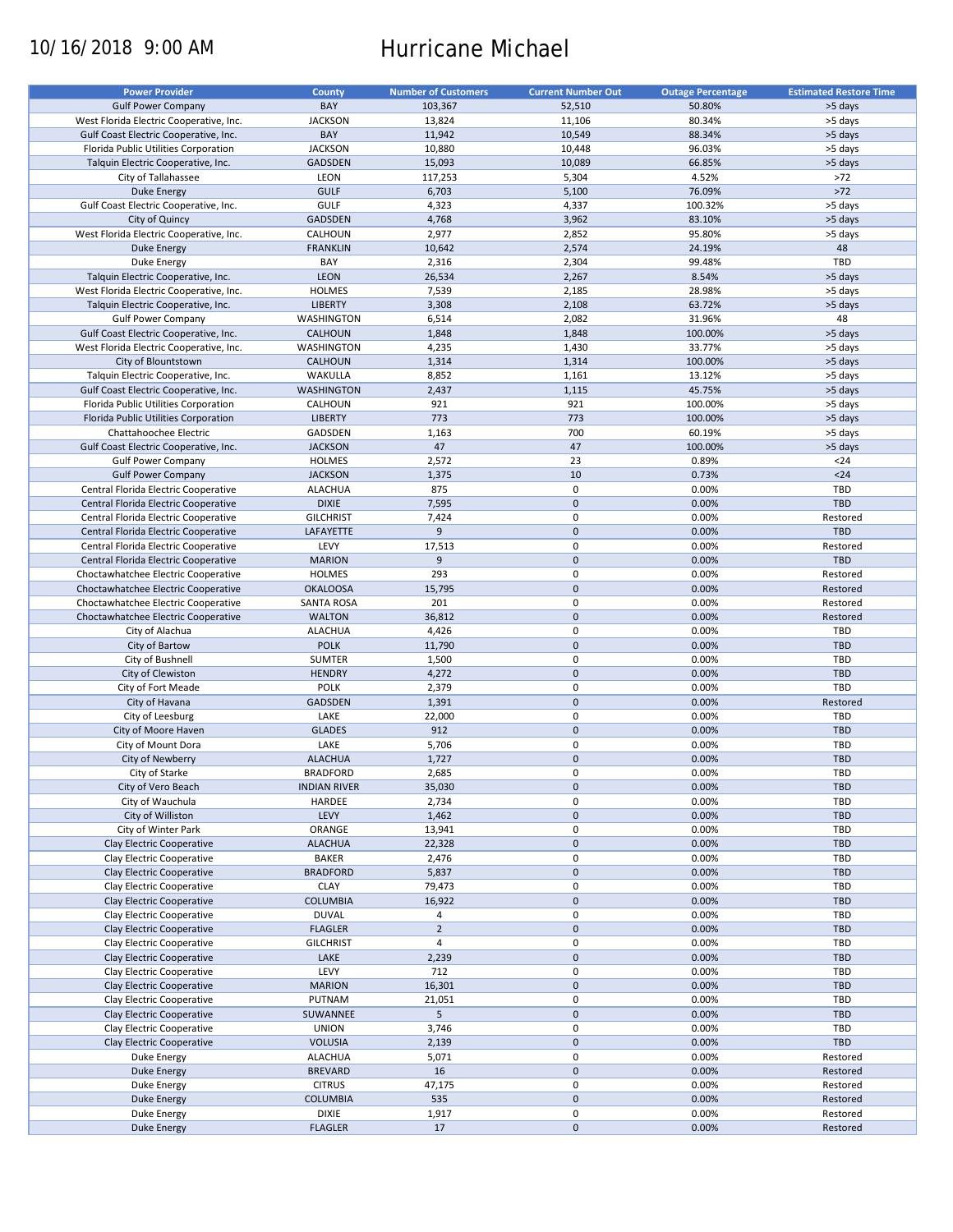10/16/2018 9:00 AM

# Hurricane Michael

| Power Provider | County | Number of Customers | Current Number Out | Outage Percentage | Estimated Restore Time |
|---|---|---|---|---|---|
| Gulf Power Company | BAY | 103,367 | 52,510 | 50.80% | >5 days |
| West Florida Electric Cooperative, Inc. | JACKSON | 13,824 | 11,106 | 80.34% | >5 days |
| Gulf Coast Electric Cooperative, Inc. | BAY | 11,942 | 10,549 | 88.34% | >5 days |
| Florida Public Utilities Corporation | JACKSON | 10,880 | 10,448 | 96.03% | >5 days |
| Talquin Electric Cooperative, Inc. | GADSDEN | 15,093 | 10,089 | 66.85% | >5 days |
| City of Tallahassee | LEON | 117,253 | 5,304 | 4.52% | >72 |
| Duke Energy | GULF | 6,703 | 5,100 | 76.09% | >72 |
| Gulf Coast Electric Cooperative, Inc. | GULF | 4,323 | 4,337 | 100.32% | >5 days |
| City of Quincy | GADSDEN | 4,768 | 3,962 | 83.10% | >5 days |
| West Florida Electric Cooperative, Inc. | CALHOUN | 2,977 | 2,852 | 95.80% | >5 days |
| Duke Energy | FRANKLIN | 10,642 | 2,574 | 24.19% | 48 |
| Duke Energy | BAY | 2,316 | 2,304 | 99.48% | TBD |
| Talquin Electric Cooperative, Inc. | LEON | 26,534 | 2,267 | 8.54% | >5 days |
| West Florida Electric Cooperative, Inc. | HOLMES | 7,539 | 2,185 | 28.98% | >5 days |
| Talquin Electric Cooperative, Inc. | LIBERTY | 3,308 | 2,108 | 63.72% | >5 days |
| Gulf Power Company | WASHINGTON | 6,514 | 2,082 | 31.96% | 48 |
| Gulf Coast Electric Cooperative, Inc. | CALHOUN | 1,848 | 1,848 | 100.00% | >5 days |
| West Florida Electric Cooperative, Inc. | WASHINGTON | 4,235 | 1,430 | 33.77% | >5 days |
| City of Blountstown | CALHOUN | 1,314 | 1,314 | 100.00% | >5 days |
| Talquin Electric Cooperative, Inc. | WAKULLA | 8,852 | 1,161 | 13.12% | >5 days |
| Gulf Coast Electric Cooperative, Inc. | WASHINGTON | 2,437 | 1,115 | 45.75% | >5 days |
| Florida Public Utilities Corporation | CALHOUN | 921 | 921 | 100.00% | >5 days |
| Florida Public Utilities Corporation | LIBERTY | 773 | 773 | 100.00% | >5 days |
| Chattahoochee Electric | GADSDEN | 1,163 | 700 | 60.19% | >5 days |
| Gulf Coast Electric Cooperative, Inc. | JACKSON | 47 | 47 | 100.00% | >5 days |
| Gulf Power Company | HOLMES | 2,572 | 23 | 0.89% | <24 |
| Gulf Power Company | JACKSON | 1,375 | 10 | 0.73% | <24 |
| Central Florida Electric Cooperative | ALACHUA | 875 | 0 | 0.00% | TBD |
| Central Florida Electric Cooperative | DIXIE | 7,595 | 0 | 0.00% | TBD |
| Central Florida Electric Cooperative | GILCHRIST | 7,424 | 0 | 0.00% | Restored |
| Central Florida Electric Cooperative | LAFAYETTE | 9 | 0 | 0.00% | TBD |
| Central Florida Electric Cooperative | LEVY | 17,513 | 0 | 0.00% | Restored |
| Central Florida Electric Cooperative | MARION | 9 | 0 | 0.00% | TBD |
| Choctawhatchee Electric Cooperative | HOLMES | 293 | 0 | 0.00% | Restored |
| Choctawhatchee Electric Cooperative | OKALOOSA | 15,795 | 0 | 0.00% | Restored |
| Choctawhatchee Electric Cooperative | SANTA ROSA | 201 | 0 | 0.00% | Restored |
| Choctawhatchee Electric Cooperative | WALTON | 36,812 | 0 | 0.00% | Restored |
| City of Alachua | ALACHUA | 4,426 | 0 | 0.00% | TBD |
| City of Bartow | POLK | 11,790 | 0 | 0.00% | TBD |
| City of Bushnell | SUMTER | 1,500 | 0 | 0.00% | TBD |
| City of Clewiston | HENDRY | 4,272 | 0 | 0.00% | TBD |
| City of Fort Meade | POLK | 2,379 | 0 | 0.00% | TBD |
| City of Havana | GADSDEN | 1,391 | 0 | 0.00% | Restored |
| City of Leesburg | LAKE | 22,000 | 0 | 0.00% | TBD |
| City of Moore Haven | GLADES | 912 | 0 | 0.00% | TBD |
| City of Mount Dora | LAKE | 5,706 | 0 | 0.00% | TBD |
| City of Newberry | ALACHUA | 1,727 | 0 | 0.00% | TBD |
| City of Starke | BRADFORD | 2,685 | 0 | 0.00% | TBD |
| City of Vero Beach | INDIAN RIVER | 35,030 | 0 | 0.00% | TBD |
| City of Wauchula | HARDEE | 2,734 | 0 | 0.00% | TBD |
| City of Williston | LEVY | 1,462 | 0 | 0.00% | TBD |
| City of Winter Park | ORANGE | 13,941 | 0 | 0.00% | TBD |
| Clay Electric Cooperative | ALACHUA | 22,328 | 0 | 0.00% | TBD |
| Clay Electric Cooperative | BAKER | 2,476 | 0 | 0.00% | TBD |
| Clay Electric Cooperative | BRADFORD | 5,837 | 0 | 0.00% | TBD |
| Clay Electric Cooperative | CLAY | 79,473 | 0 | 0.00% | TBD |
| Clay Electric Cooperative | COLUMBIA | 16,922 | 0 | 0.00% | TBD |
| Clay Electric Cooperative | DUVAL | 4 | 0 | 0.00% | TBD |
| Clay Electric Cooperative | FLAGLER | 2 | 0 | 0.00% | TBD |
| Clay Electric Cooperative | GILCHRIST | 4 | 0 | 0.00% | TBD |
| Clay Electric Cooperative | LAKE | 2,239 | 0 | 0.00% | TBD |
| Clay Electric Cooperative | LEVY | 712 | 0 | 0.00% | TBD |
| Clay Electric Cooperative | MARION | 16,301 | 0 | 0.00% | TBD |
| Clay Electric Cooperative | PUTNAM | 21,051 | 0 | 0.00% | TBD |
| Clay Electric Cooperative | SUWANNEE | 5 | 0 | 0.00% | TBD |
| Clay Electric Cooperative | UNION | 3,746 | 0 | 0.00% | TBD |
| Clay Electric Cooperative | VOLUSIA | 2,139 | 0 | 0.00% | TBD |
| Duke Energy | ALACHUA | 5,071 | 0 | 0.00% | Restored |
| Duke Energy | BREVARD | 16 | 0 | 0.00% | Restored |
| Duke Energy | CITRUS | 47,175 | 0 | 0.00% | Restored |
| Duke Energy | COLUMBIA | 535 | 0 | 0.00% | Restored |
| Duke Energy | DIXIE | 1,917 | 0 | 0.00% | Restored |
| Duke Energy | FLAGLER | 17 | 0 | 0.00% | Restored |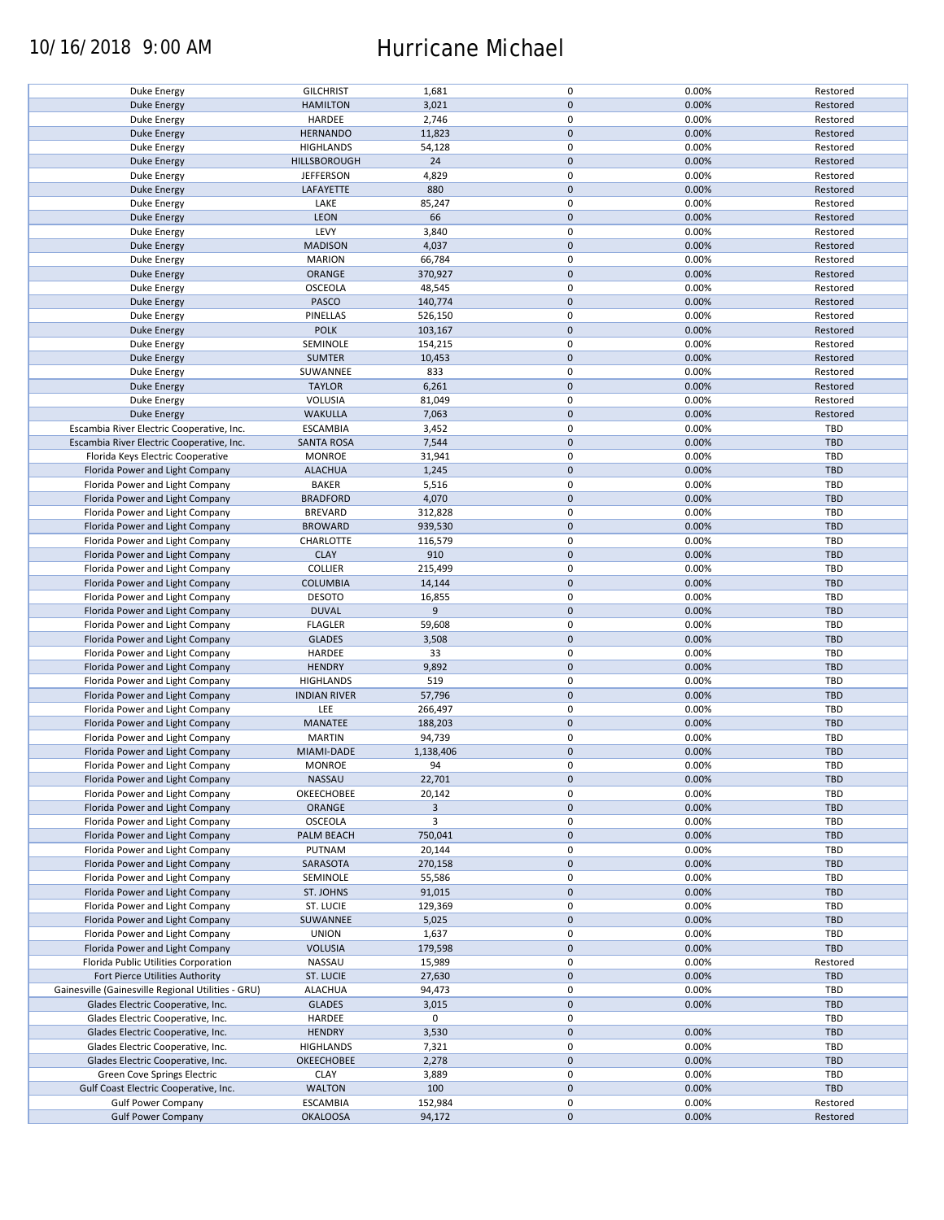| Duke Energy | GILCHRIST | 1,681 | 0 | 0.00% | Restored |
|---|---|---|---|---|---|
| Duke Energy | HAMILTON | 3,021 | 0 | 0.00% | Restored |
| Duke Energy | HARDEE | 2,746 | 0 | 0.00% | Restored |
| Duke Energy | HERNANDO | 11,823 | 0 | 0.00% | Restored |
| Duke Energy | HIGHLANDS | 54,128 | 0 | 0.00% | Restored |
| Duke Energy | HILLSBOROUGH | 24 | 0 | 0.00% | Restored |
| Duke Energy | JEFFERSON | 4,829 | 0 | 0.00% | Restored |
| Duke Energy | LAFAYETTE | 880 | 0 | 0.00% | Restored |
| Duke Energy | LAKE | 85,247 | 0 | 0.00% | Restored |
| Duke Energy | LEON | 66 | 0 | 0.00% | Restored |
| Duke Energy | LEVY | 3,840 | 0 | 0.00% | Restored |
| Duke Energy | MADISON | 4,037 | 0 | 0.00% | Restored |
| Duke Energy | MARION | 66,784 | 0 | 0.00% | Restored |
| Duke Energy | ORANGE | 370,927 | 0 | 0.00% | Restored |
| Duke Energy | OSCEOLA | 48,545 | 0 | 0.00% | Restored |
| Duke Energy | PASCO | 140,774 | 0 | 0.00% | Restored |
| Duke Energy | PINELLAS | 526,150 | 0 | 0.00% | Restored |
| Duke Energy | POLK | 103,167 | 0 | 0.00% | Restored |
| Duke Energy | SEMINOLE | 154,215 | 0 | 0.00% | Restored |
| Duke Energy | SUMTER | 10,453 | 0 | 0.00% | Restored |
| Duke Energy | SUWANNEE | 833 | 0 | 0.00% | Restored |
| Duke Energy | TAYLOR | 6,261 | 0 | 0.00% | Restored |
| Duke Energy | VOLUSIA | 81,049 | 0 | 0.00% | Restored |
| Duke Energy | WAKULLA | 7,063 | 0 | 0.00% | Restored |
| Escambia River Electric Cooperative, Inc. | ESCAMBIA | 3,452 | 0 | 0.00% | TBD |
| Escambia River Electric Cooperative, Inc. | SANTA ROSA | 7,544 | 0 | 0.00% | TBD |
| Florida Keys Electric Cooperative | MONROE | 31,941 | 0 | 0.00% | TBD |
| Florida Power and Light Company | ALACHUA | 1,245 | 0 | 0.00% | TBD |
| Florida Power and Light Company | BAKER | 5,516 | 0 | 0.00% | TBD |
| Florida Power and Light Company | BRADFORD | 4,070 | 0 | 0.00% | TBD |
| Florida Power and Light Company | BREVARD | 312,828 | 0 | 0.00% | TBD |
| Florida Power and Light Company | BROWARD | 939,530 | 0 | 0.00% | TBD |
| Florida Power and Light Company | CHARLOTTE | 116,579 | 0 | 0.00% | TBD |
| Florida Power and Light Company | CLAY | 910 | 0 | 0.00% | TBD |
| Florida Power and Light Company | COLLIER | 215,499 | 0 | 0.00% | TBD |
| Florida Power and Light Company | COLUMBIA | 14,144 | 0 | 0.00% | TBD |
| Florida Power and Light Company | DESOTO | 16,855 | 0 | 0.00% | TBD |
| Florida Power and Light Company | DUVAL | 9 | 0 | 0.00% | TBD |
| Florida Power and Light Company | FLAGLER | 59,608 | 0 | 0.00% | TBD |
| Florida Power and Light Company | GLADES | 3,508 | 0 | 0.00% | TBD |
| Florida Power and Light Company | HARDEE | 33 | 0 | 0.00% | TBD |
| Florida Power and Light Company | HENDRY | 9,892 | 0 | 0.00% | TBD |
| Florida Power and Light Company | HIGHLANDS | 519 | 0 | 0.00% | TBD |
| Florida Power and Light Company | INDIAN RIVER | 57,796 | 0 | 0.00% | TBD |
| Florida Power and Light Company | LEE | 266,497 | 0 | 0.00% | TBD |
| Florida Power and Light Company | MANATEE | 188,203 | 0 | 0.00% | TBD |
| Florida Power and Light Company | MARTIN | 94,739 | 0 | 0.00% | TBD |
| Florida Power and Light Company | MIAMI-DADE | 1,138,406 | 0 | 0.00% | TBD |
| Florida Power and Light Company | MONROE | 94 | 0 | 0.00% | TBD |
| Florida Power and Light Company | NASSAU | 22,701 | 0 | 0.00% | TBD |
| Florida Power and Light Company | OKEECHOBEE | 20,142 | 0 | 0.00% | TBD |
| Florida Power and Light Company | ORANGE | 3 | 0 | 0.00% | TBD |
| Florida Power and Light Company | OSCEOLA | 3 | 0 | 0.00% | TBD |
| Florida Power and Light Company | PALM BEACH | 750,041 | 0 | 0.00% | TBD |
| Florida Power and Light Company | PUTNAM | 20,144 | 0 | 0.00% | TBD |
| Florida Power and Light Company | SARASOTA | 270,158 | 0 | 0.00% | TBD |
| Florida Power and Light Company | SEMINOLE | 55,586 | 0 | 0.00% | TBD |
| Florida Power and Light Company | ST. JOHNS | 91,015 | 0 | 0.00% | TBD |
| Florida Power and Light Company | ST. LUCIE | 129,369 | 0 | 0.00% | TBD |
| Florida Power and Light Company | SUWANNEE | 5,025 | 0 | 0.00% | TBD |
| Florida Power and Light Company | UNION | 1,637 | 0 | 0.00% | TBD |
| Florida Power and Light Company | VOLUSIA | 179,598 | 0 | 0.00% | TBD |
| Florida Public Utilities Corporation | NASSAU | 15,989 | 0 | 0.00% | Restored |
| Fort Pierce Utilities Authority | ST. LUCIE | 27,630 | 0 | 0.00% | TBD |
| Gainesville (Gainesville Regional Utilities - GRU) | ALACHUA | 94,473 | 0 | 0.00% | TBD |
| Glades Electric Cooperative, Inc. | GLADES | 3,015 | 0 | 0.00% | TBD |
| Glades Electric Cooperative, Inc. | HARDEE | 0 | 0 | | TBD |
| Glades Electric Cooperative, Inc. | HENDRY | 3,530 | 0 | 0.00% | TBD |
| Glades Electric Cooperative, Inc. | HIGHLANDS | 7,321 | 0 | 0.00% | TBD |
| Glades Electric Cooperative, Inc. | OKEECHOBEE | 2,278 | 0 | 0.00% | TBD |
| Green Cove Springs Electric | CLAY | 3,889 | 0 | 0.00% | TBD |
| Gulf Coast Electric Cooperative, Inc. | WALTON | 100 | 0 | 0.00% | TBD |
| Gulf Power Company | ESCAMBIA | 152,984 | 0 | 0.00% | Restored |
| Gulf Power Company | OKALOOSA | 94,172 | 0 | 0.00% | Restored |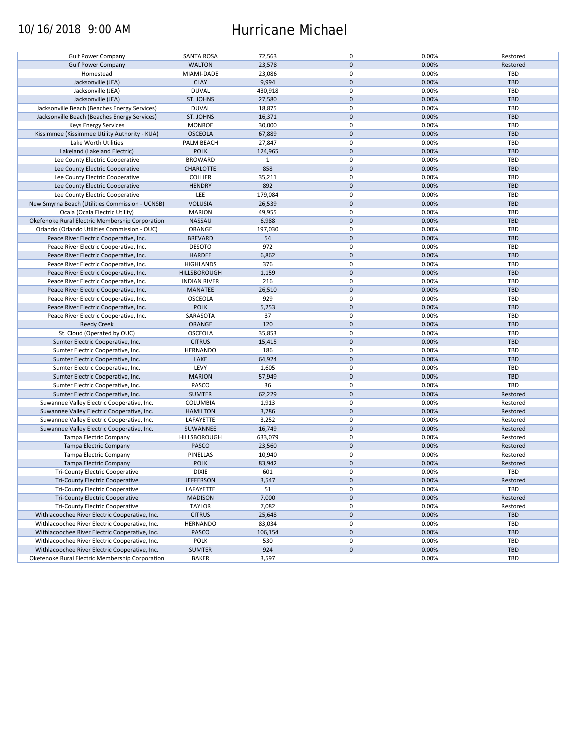10/16/2018 9:00 AM Hurricane Michael

| | | | | | |
|---|---|---|---|---|---|
| Gulf Power Company | SANTA ROSA | 72,563 | 0 | 0.00% | Restored |
| Gulf Power Company | WALTON | 23,578 | 0 | 0.00% | Restored |
| Homestead | MIAMI-DADE | 23,086 | 0 | 0.00% | TBD |
| Jacksonville (JEA) | CLAY | 9,994 | 0 | 0.00% | TBD |
| Jacksonville (JEA) | DUVAL | 430,918 | 0 | 0.00% | TBD |
| Jacksonville (JEA) | ST. JOHNS | 27,580 | 0 | 0.00% | TBD |
| Jacksonville Beach (Beaches Energy Services) | DUVAL | 18,875 | 0 | 0.00% | TBD |
| Jacksonville Beach (Beaches Energy Services) | ST. JOHNS | 16,371 | 0 | 0.00% | TBD |
| Keys Energy Services | MONROE | 30,000 | 0 | 0.00% | TBD |
| Kissimmee (Kissimmee Utility Authority - KUA) | OSCEOLA | 67,889 | 0 | 0.00% | TBD |
| Lake Worth Utilities | PALM BEACH | 27,847 | 0 | 0.00% | TBD |
| Lakeland (Lakeland Electric) | POLK | 124,965 | 0 | 0.00% | TBD |
| Lee County Electric Cooperative | BROWARD | 1 | 0 | 0.00% | TBD |
| Lee County Electric Cooperative | CHARLOTTE | 858 | 0 | 0.00% | TBD |
| Lee County Electric Cooperative | COLLIER | 35,211 | 0 | 0.00% | TBD |
| Lee County Electric Cooperative | HENDRY | 892 | 0 | 0.00% | TBD |
| Lee County Electric Cooperative | LEE | 179,084 | 0 | 0.00% | TBD |
| New Smyrna Beach (Utilities Commission - UCNSB) | VOLUSIA | 26,539 | 0 | 0.00% | TBD |
| Ocala (Ocala Electric Utility) | MARION | 49,955 | 0 | 0.00% | TBD |
| Okefenoke Rural Electric Membership Corporation | NASSAU | 6,988 | 0 | 0.00% | TBD |
| Orlando (Orlando Utilities Commission - OUC) | ORANGE | 197,030 | 0 | 0.00% | TBD |
| Peace River Electric Cooperative, Inc. | BREVARD | 54 | 0 | 0.00% | TBD |
| Peace River Electric Cooperative, Inc. | DESOTO | 972 | 0 | 0.00% | TBD |
| Peace River Electric Cooperative, Inc. | HARDEE | 6,862 | 0 | 0.00% | TBD |
| Peace River Electric Cooperative, Inc. | HIGHLANDS | 376 | 0 | 0.00% | TBD |
| Peace River Electric Cooperative, Inc. | HILLSBOROUGH | 1,159 | 0 | 0.00% | TBD |
| Peace River Electric Cooperative, Inc. | INDIAN RIVER | 216 | 0 | 0.00% | TBD |
| Peace River Electric Cooperative, Inc. | MANATEE | 26,510 | 0 | 0.00% | TBD |
| Peace River Electric Cooperative, Inc. | OSCEOLA | 929 | 0 | 0.00% | TBD |
| Peace River Electric Cooperative, Inc. | POLK | 5,253 | 0 | 0.00% | TBD |
| Peace River Electric Cooperative, Inc. | SARASOTA | 37 | 0 | 0.00% | TBD |
| Reedy Creek | ORANGE | 120 | 0 | 0.00% | TBD |
| St. Cloud (Operated by OUC) | OSCEOLA | 35,853 | 0 | 0.00% | TBD |
| Sumter Electric Cooperative, Inc. | CITRUS | 15,415 | 0 | 0.00% | TBD |
| Sumter Electric Cooperative, Inc. | HERNANDO | 186 | 0 | 0.00% | TBD |
| Sumter Electric Cooperative, Inc. | LAKE | 64,924 | 0 | 0.00% | TBD |
| Sumter Electric Cooperative, Inc. | LEVY | 1,605 | 0 | 0.00% | TBD |
| Sumter Electric Cooperative, Inc. | MARION | 57,949 | 0 | 0.00% | TBD |
| Sumter Electric Cooperative, Inc. | PASCO | 36 | 0 | 0.00% | TBD |
| Sumter Electric Cooperative, Inc. | SUMTER | 62,229 | 0 | 0.00% | Restored |
| Suwannee Valley Electric Cooperative, Inc. | COLUMBIA | 1,913 | 0 | 0.00% | Restored |
| Suwannee Valley Electric Cooperative, Inc. | HAMILTON | 3,786 | 0 | 0.00% | Restored |
| Suwannee Valley Electric Cooperative, Inc. | LAFAYETTE | 3,252 | 0 | 0.00% | Restored |
| Suwannee Valley Electric Cooperative, Inc. | SUWANNEE | 16,749 | 0 | 0.00% | Restored |
| Tampa Electric Company | HILLSBOROUGH | 633,079 | 0 | 0.00% | Restored |
| Tampa Electric Company | PASCO | 23,560 | 0 | 0.00% | Restored |
| Tampa Electric Company | PINELLAS | 10,940 | 0 | 0.00% | Restored |
| Tampa Electric Company | POLK | 83,942 | 0 | 0.00% | Restored |
| Tri-County Electric Cooperative | DIXIE | 601 | 0 | 0.00% | TBD |
| Tri-County Electric Cooperative | JEFFERSON | 3,547 | 0 | 0.00% | Restored |
| Tri-County Electric Cooperative | LAFAYETTE | 51 | 0 | 0.00% | TBD |
| Tri-County Electric Cooperative | MADISON | 7,000 | 0 | 0.00% | Restored |
| Tri-County Electric Cooperative | TAYLOR | 7,082 | 0 | 0.00% | Restored |
| Withlacoochee River Electric Cooperative, Inc. | CITRUS | 25,648 | 0 | 0.00% | TBD |
| Withlacoochee River Electric Cooperative, Inc. | HERNANDO | 83,034 | 0 | 0.00% | TBD |
| Withlacoochee River Electric Cooperative, Inc. | PASCO | 106,154 | 0 | 0.00% | TBD |
| Withlacoochee River Electric Cooperative, Inc. | POLK | 530 | 0 | 0.00% | TBD |
| Withlacoochee River Electric Cooperative, Inc. | SUMTER | 924 | 0 | 0.00% | TBD |
| Okefenoke Rural Electric Membership Corporation | BAKER | 3,597 | | 0.00% | TBD |